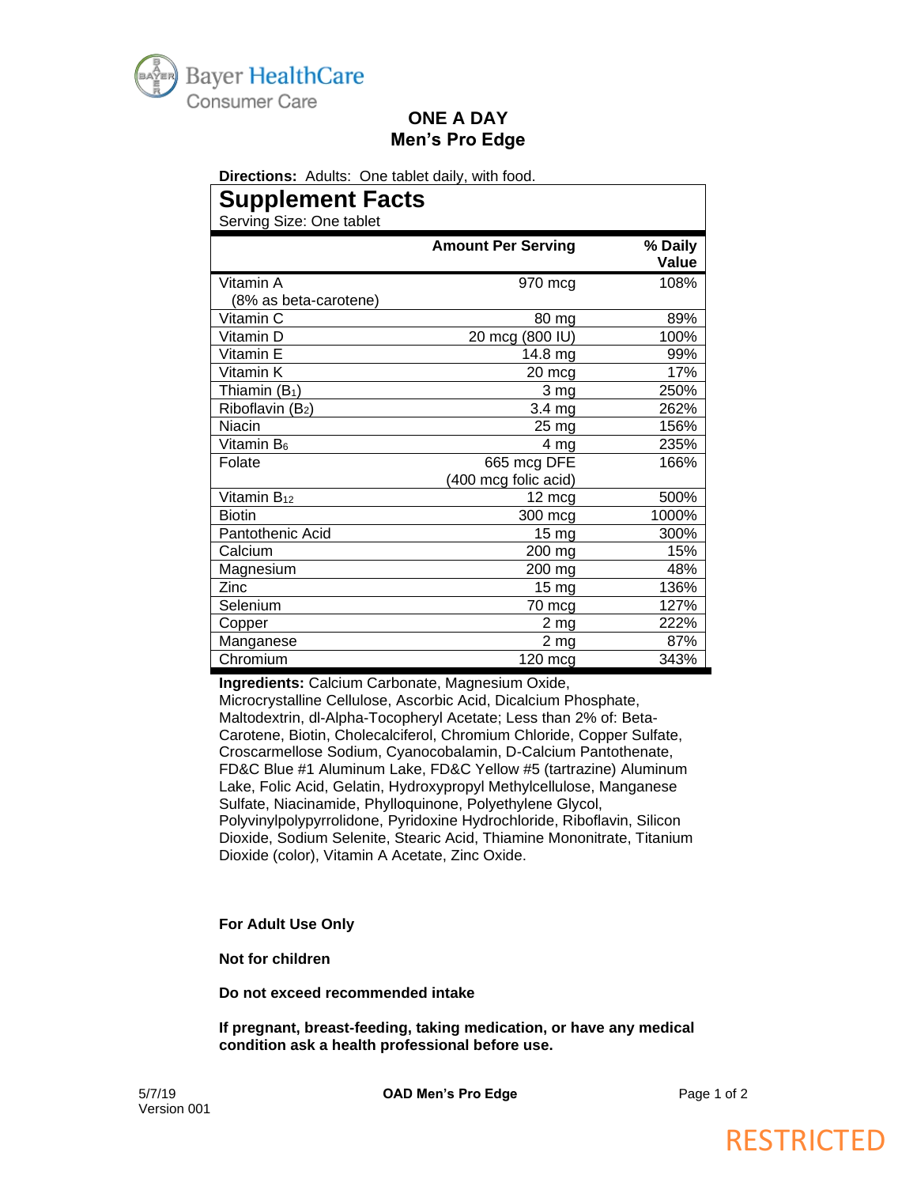Bayer HealthCare
Consumer Care

# ONE A DAY
# Men's Pro Edge

**Directions:** Adults: One tablet daily, with food.

## Supplement Facts

Serving Size: One tablet

| | Amount Per Serving | % Daily Value |
|---|---|---|
| Vitamin A (8% as beta-carotene) | 970 mcg | 108% |
| Vitamin C | 80 mg | 89% |
| Vitamin D | 20 mcg (800 IU) | 100% |
| Vitamin E | 14.8 mg | 99% |
| Vitamin K | 20 mcg | 17% |
| Thiamin ($B_1$) | 3 mg | 250% |
| Riboflavin ($B_2$) | 3.4 mg | 262% |
| Niacin | 25 mg | 156% |
| Vitamin $B_6$ | 4 mg | 235% |
| Folate | 665 mcg DFE (400 mcg folic acid) | 166% |
| Vitamin $B_{12}$ | 12 mcg | 500% |
| Biotin | 300 mcg | 1000% |
| Pantothenic Acid | 15 mg | 300% |
| Calcium | 200 mg | 15% |
| Magnesium | 200 mg | 48% |
| Zinc | 15 mg | 136% |
| Selenium | 70 mcg | 127% |
| Copper | 2 mg | 222% |
| Manganese | 2 mg | 87% |
| Chromium | 120 mcg | 343% |

**Ingredients:** Calcium Carbonate, Magnesium Oxide, Microcrystalline Cellulose, Ascorbic Acid, Dicalcium Phosphate, Maltodextrin, dl-Alpha-Tocopheryl Acetate; Less than 2% of: Beta-Carotene, Biotin, Cholecalciferol, Chromium Chloride, Copper Sulfate, Croscarmellose Sodium, Cyanocobalamin, D-Calcium Pantothenate, FD&C Blue #1 Aluminum Lake, FD&C Yellow #5 (tartrazine) Aluminum Lake, Folic Acid, Gelatin, Hydroxypropyl Methylcellulose, Manganese Sulfate, Niacinamide, Phylloquinone, Polyethylene Glycol, Polyvinylpolypyrrolidone, Pyridoxine Hydrochloride, Riboflavin, Silicon Dioxide, Sodium Selenite, Stearic Acid, Thiamine Mononitrate, Titanium Dioxide (color), Vitamin A Acetate, Zinc Oxide.

**For Adult Use Only**

**Not for children**

**Do not exceed recommended intake**

**If pregnant, breast-feeding, taking medication, or have any medical condition ask a health professional before use.**

5/7/19
Version 001

RESTRICTED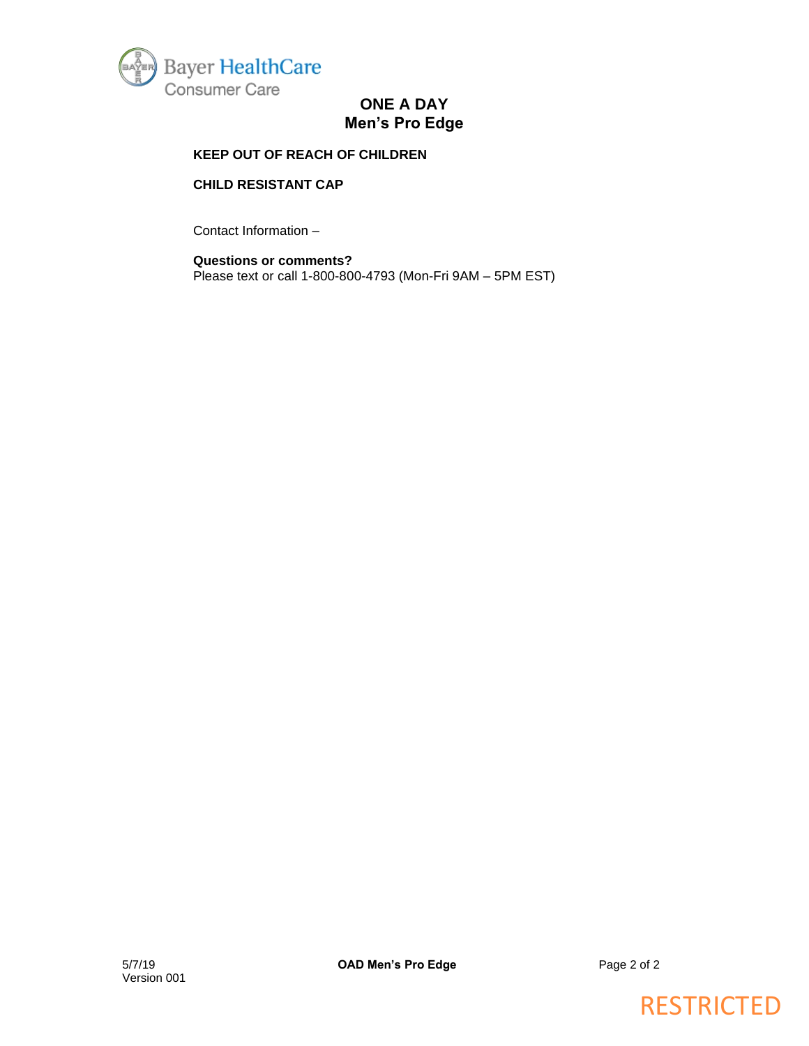# ONE A DAY
## Men's Pro Edge

**KEEP OUT OF REACH OF CHILDREN**

**CHILD RESISTANT CAP**

Contact Information –

**Questions or comments?**
Please text or call 1-800-800-4793 (Mon-Fri 9AM – 5PM EST)

RESTRICTED